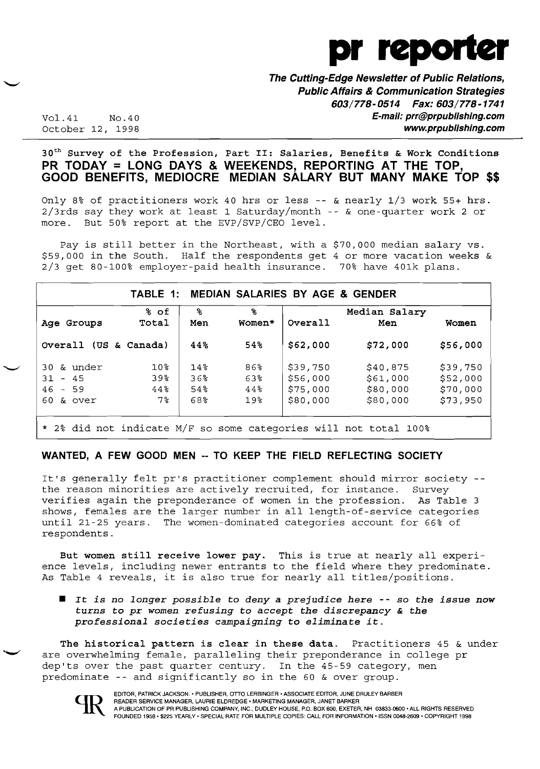# pr reporter

**The Cutting-Edge Newsletter of Public Relations, Public Affairs & Communication Strategies**
**603/778-0514 Fax: 603/778-1741**
**E-mail: prr@prpublishing.com**
**www.prpublishing.com**

Vol.41 No.40
October 12, 1998

## 30th Survey of the Profession, Part II: Salaries, Benefits & Work Conditions
## PR TODAY = LONG DAYS & WEEKENDS, REPORTING AT THE TOP, GOOD BENEFITS, MEDIOCRE MEDIAN SALARY BUT MANY MAKE TOP $$

Only 8% of practitioners work 40 hrs or less -- & nearly 1/3 work 55+ hrs. 2/3rds say they work at least 1 Saturday/month -- & one-quarter work 2 or more. But 50% report at the EVP/SVP/CEO level.

Pay is still better in the Northeast, with a $70,000 median salary vs. $59,000 in the South. Half the respondents get 4 or more vacation weeks & 2/3 get 80-100% employer-paid health insurance. 70% have 401k plans.

**TABLE 1: MEDIAN SALARIES BY AGE & GENDER**

| Age Groups | % of Total | % Men | % Women* | Median Salary Overall | Median Salary Men | Median Salary Women |
|---|---|---|---|---|---|---|
| Overall (US & Canada) | | 44% | 54% | $62,000 | $72,000 | $56,000 |
| 30 & under | 10% | 14% | 86% | $39,750 | $40,875 | $39,750 |
| 31 - 45 | 39% | 36% | 63% | $56,000 | $61,000 | $52,000 |
| 46 - 59 | 44% | 54% | 44% | $75,000 | $80,000 | $70,000 |
| 60 & over | 7% | 68% | 19% | $80,000 | $80,000 | $73,950 |

* 2% did not indicate M/F so some categories will not total 100%

### WANTED, A FEW GOOD MEN -- TO KEEP THE FIELD REFLECTING SOCIETY

It's generally felt pr's practitioner complement should mirror society -- the reason minorities are actively recruited, for instance. Survey verifies again the preponderance of women in the profession. As Table 3 shows, females are the larger number in all length-of-service categories until 21-25 years. The women-dominated categories account for 66% of respondents.

**But women still receive lower pay.** This is true at nearly all experience levels, including newer entrants to the field where they predominate. As Table 4 reveals, it is also true for nearly all titles/positions.

- ***It is no longer possible to deny a prejudice here -- so the issue now turns to pr women refusing to accept the discrepancy & the professional societies campaigning to eliminate it.***

**The historical pattern is clear in these data.** Practitioners 45 & under are overwhelming female, paralleling their preponderance in college pr dep'ts over the past quarter century. In the 45-59 category, men predominate -- and significantly so in the 60 & over group.

EDITOR, PATRICK JACKSON. • PUBLISHER, OTTO LERBINGER • ASSOCIATE EDITOR, JUNE DRULEY BARBER
READER SERVICE MANAGER, LAURIE ELDREDGE • MARKETING MANAGER, JANET BARKER
A PUBLICATION OF PR PUBLISHING COMPANY, INC., DUDLEY HOUSE, P.O. BOX 600, EXETER, NH 03833-0600 • ALL RIGHTS RESERVED
FOUNDED 1958 • $225 YEARLY • SPECIAL RATE FOR MULTIPLE COPIES: CALL FOR INFORMATION • ISSN 0048-2609 • COPYRIGHT 1998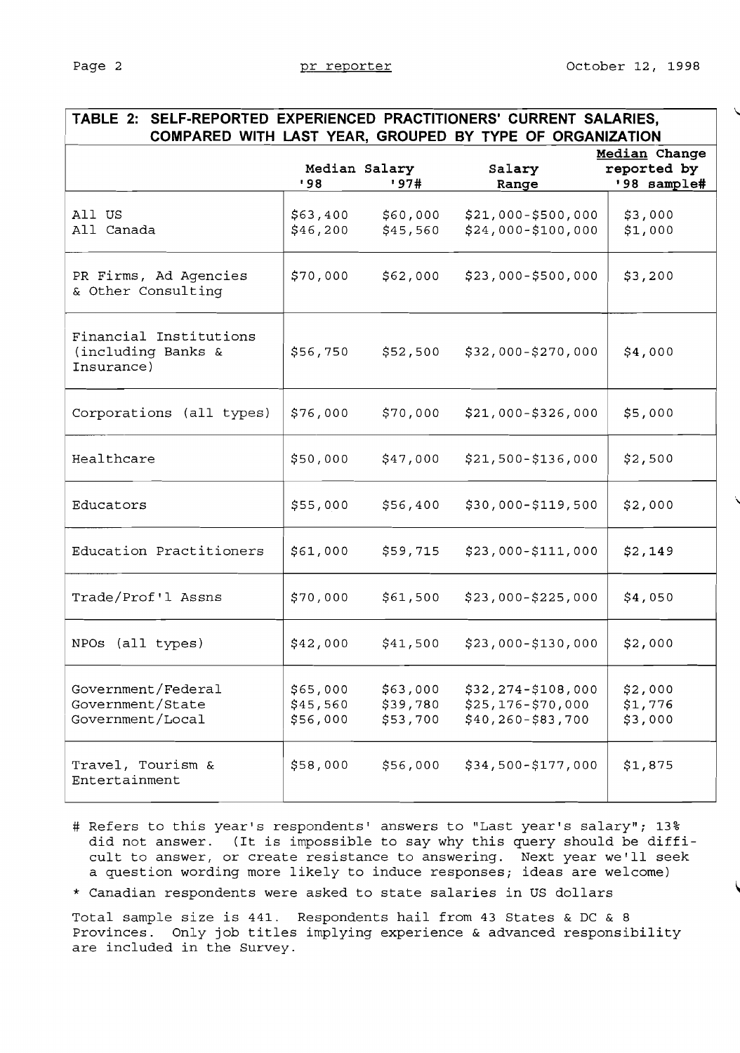## TABLE 2: SELF-REPORTED EXPERIENCED PRACTITIONERS' CURRENT SALARIES, COMPARED WITH LAST YEAR, GROUPED BY TYPE OF ORGANIZATION

| | Median Salary | | Salary | Median Change reported by |
|---|---|---|---|---|
| | '98 | '97# | Range | '98 sample# |
| All US | $63,400 | $60,000 | $21,000-$500,000 | $3,000 |
| All Canada | $46,200 | $45,560 | $24,000-$100,000 | $1,000 |
| PR Firms, Ad Agencies & Other Consulting | $70,000 | $62,000 | $23,000-$500,000 | $3,200 |
| Financial Institutions (including Banks & Insurance) | $56,750 | $52,500 | $32,000-$270,000 | $4,000 |
| Corporations (all types) | $76,000 | $70,000 | $21,000-$326,000 | $5,000 |
| Healthcare | $50,000 | $47,000 | $21,500-$136,000 | $2,500 |
| Educators | $55,000 | $56,400 | $30,000-$119,500 | $2,000 |
| Education Practitioners | $61,000 | $59,715 | $23,000-$111,000 | $2,149 |
| Trade/Prof'l Assns | $70,000 | $61,500 | $23,000-$225,000 | $4,050 |
| NPOs (all types) | $42,000 | $41,500 | $23,000-$130,000 | $2,000 |
| Government/Federal | $65,000 | $63,000 | $32,274-$108,000 | $2,000 |
| Government/State | $45,560 | $39,780 | $25,176-$70,000 | $1,776 |
| Government/Local | $56,000 | $53,700 | $40,260-$83,700 | $3,000 |
| Travel, Tourism & Entertainment | $58,000 | $56,000 | $34,500-$177,000 | $1,875 |

# Refers to this year's respondents' answers to "Last year's salary"; 13% did not answer. (It is impossible to say why this query should be difficult to answer, or create resistance to answering. Next year we'll seek a question wording more likely to induce responses; ideas are welcome)

* Canadian respondents were asked to state salaries in US dollars

Total sample size is 441. Respondents hail from 43 States & DC & 8 Provinces. Only job titles implying experience & advanced responsibility are included in the Survey.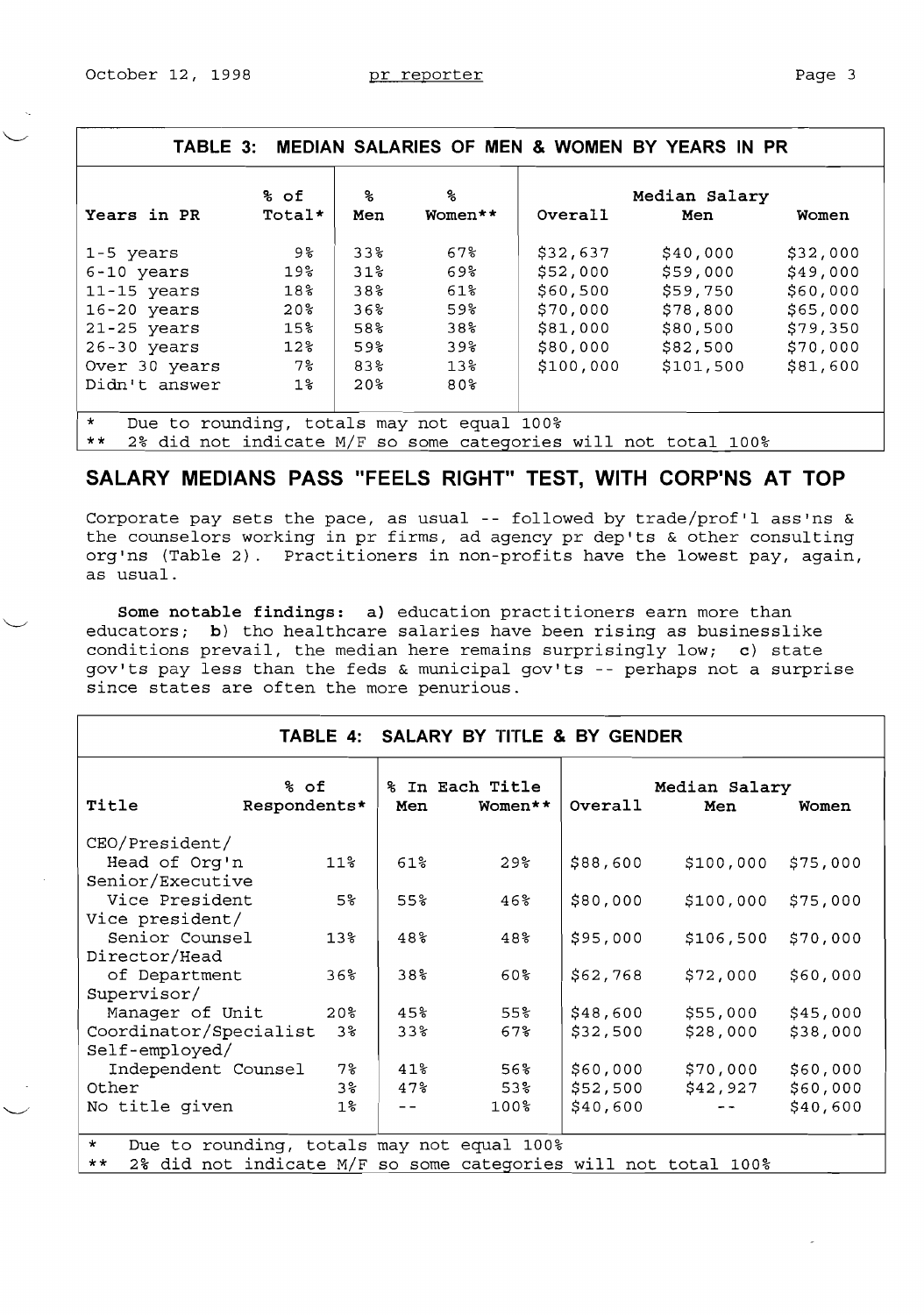## TABLE 3: MEDIAN SALARIES OF MEN & WOMEN BY YEARS IN PR

| Years in PR | % of Total* | % Men | % Women** | Median Salary Overall | Median Salary Men | Median Salary Women |
|---|---|---|---|---|---|---|
| 1-5 years | 9% | 33% | 67% | $32,637 | $40,000 | $32,000 |
| 6-10 years | 19% | 31% | 69% | $52,000 | $59,000 | $49,000 |
| 11-15 years | 18% | 38% | 61% | $60,500 | $59,750 | $60,000 |
| 16-20 years | 20% | 36% | 59% | $70,000 | $78,800 | $65,000 |
| 21-25 years | 15% | 58% | 38% | $81,000 | $80,500 | $79,350 |
| 26-30 years | 12% | 59% | 39% | $80,000 | $82,500 | $70,000 |
| Over 30 years | 7% | 83% | 13% | $100,000 | $101,500 | $81,600 |
| Didn't answer | 1% | 20% | 80% | | | |

\* Due to rounding, totals may not equal 100%
\*\* 2% did not indicate M/F so some categories will not total 100%

## SALARY MEDIANS PASS "FEELS RIGHT" TEST, WITH CORP'NS AT TOP

Corporate pay sets the pace, as usual -- followed by trade/prof'l ass'ns & the counselors working in pr firms, ad agency pr dep'ts & other consulting org'ns (Table 2). Practitioners in non-profits have the lowest pay, again, as usual.

**Some notable findings:** **a)** education practitioners earn more than educators; **b)** tho healthcare salaries have been rising as businesslike conditions prevail, the median here remains surprisingly low; **c)** state gov'ts pay less than the feds & municipal gov'ts -- perhaps not a surprise since states are often the more penurious.

## TABLE 4: SALARY BY TITLE & BY GENDER

| Title | % of Respondents* | % In Each Title Men | % In Each Title Women** | Median Salary Overall | Median Salary Men | Median Salary Women |
|---|---|---|---|---|---|---|
| CEO/President/ Head of Org'n | 11% | 61% | 29% | $88,600 | $100,000 | $75,000 |
| Senior/Executive Vice President | 5% | 55% | 46% | $80,000 | $100,000 | $75,000 |
| Vice president/ Senior Counsel | 13% | 48% | 48% | $95,000 | $106,500 | $70,000 |
| Director/Head of Department | 36% | 38% | 60% | $62,768 | $72,000 | $60,000 |
| Supervisor/ Manager of Unit | 20% | 45% | 55% | $48,600 | $55,000 | $45,000 |
| Coordinator/Specialist | 3% | 33% | 67% | $32,500 | $28,000 | $38,000 |
| Self-employed/ Independent Counsel | 7% | 41% | 56% | $60,000 | $70,000 | $60,000 |
| Other | 3% | 47% | 53% | $52,500 | $42,927 | $60,000 |
| No title given | 1% | -- | 100% | $40,600 | -- | $40,600 |

\* Due to rounding, totals may not equal 100%
\*\* 2% did not indicate M/F so some categories will not total 100%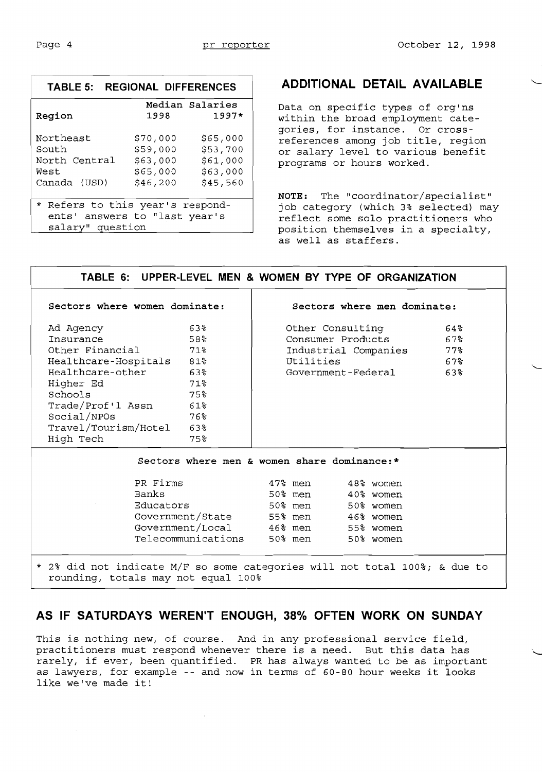### TABLE 5: REGIONAL DIFFERENCES

| Region | Median Salaries 1998 | 1997* |
|---|---|---|
| Northeast | $70,000 | $65,000 |
| South | $59,000 | $53,700 |
| North Central | $63,000 | $61,000 |
| West | $65,000 | $63,000 |
| Canada (USD) | $46,200 | $45,560 |

\* Refers to this year's respondents' answers to "last year's salary" question

## ADDITIONAL DETAIL AVAILABLE

Data on specific types of org'ns within the broad employment categories, for instance. Or cross-references among job title, region or salary level to various benefit programs or hours worked.

**NOTE:** The "coordinator/specialist" job category (which 3% selected) may reflect some solo practitioners who position themselves in a specialty, as well as staffers.

### TABLE 6: UPPER-LEVEL MEN & WOMEN BY TYPE OF ORGANIZATION

| Sectors where women dominate: | |
|---|---|
| Ad Agency | 63% |
| Insurance | 58% |
| Other Financial | 71% |
| Healthcare-Hospitals | 81% |
| Healthcare-other | 63% |
| Higher Ed | 71% |
| Schools | 75% |
| Trade/Prof'l Assn | 61% |
| Social/NPOs | 76% |
| Travel/Tourism/Hotel | 63% |
| High Tech | 75% |

| Sectors where men dominate: | |
|---|---|
| Other Consulting | 64% |
| Consumer Products | 67% |
| Industrial Companies | 77% |
| Utilities | 67% |
| Government-Federal | 63% |

| Sectors where men & women share dominance:* | | |
|---|---|---|
| PR Firms | 47% men | 48% women |
| Banks | 50% men | 40% women |
| Educators | 50% men | 50% women |
| Government/State | 55% men | 46% women |
| Government/Local | 46% men | 55% women |
| Telecommunications | 50% men | 50% women |

\* 2% did not indicate M/F so some categories will not total 100%; & due to rounding, totals may not equal 100%

## AS IF SATURDAYS WEREN'T ENOUGH, 38% OFTEN WORK ON SUNDAY

This is nothing new, of course. And in any professional service field, practitioners must respond whenever there is a need. But this data has rarely, if ever, been quantified. PR has always wanted to be as important as lawyers, for example -- and now in terms of 60-80 hour weeks it looks like we've made it!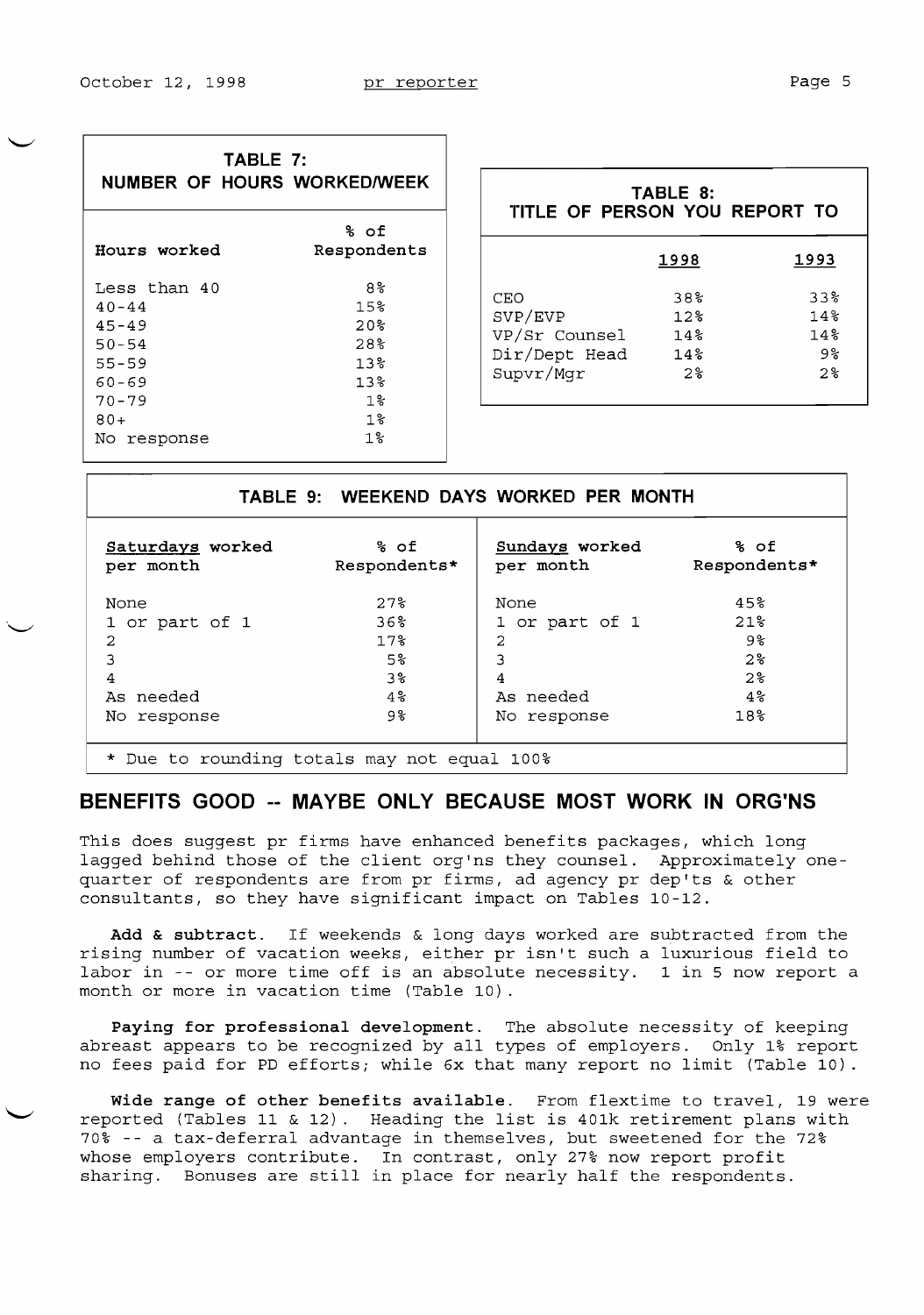**TABLE 7: NUMBER OF HOURS WORKED/WEEK**

| Hours worked | % of Respondents |
|---|---|
| Less than 40 | 8% |
| 40-44 | 15% |
| 45-49 | 20% |
| 50-54 | 28% |
| 55-59 | 13% |
| 60-69 | 13% |
| 70-79 | 1% |
| 80+ | 1% |
| No response | 1% |

**TABLE 8: TITLE OF PERSON YOU REPORT TO**

| | 1998 | 1993 |
|---|---|---|
| CEO | 38% | 33% |
| SVP/EVP | 12% | 14% |
| VP/Sr Counsel | 14% | 14% |
| Dir/Dept Head | 14% | 9% |
| Supvr/Mgr | 2% | 2% |

**TABLE 9: WEEKEND DAYS WORKED PER MONTH**

| Saturdays worked per month | % of Respondents* | Sundays worked per month | % of Respondents* |
|---|---|---|---|
| None | 27% | None | 45% |
| 1 or part of 1 | 36% | 1 or part of 1 | 21% |
| 2 | 17% | 2 | 9% |
| 3 | 5% | 3 | 2% |
| 4 | 3% | 4 | 2% |
| As needed | 4% | As needed | 4% |
| No response | 9% | No response | 18% |

* Due to rounding totals may not equal 100%

## BENEFITS GOOD -- MAYBE ONLY BECAUSE MOST WORK IN ORG'NS

This does suggest pr firms have enhanced benefits packages, which long lagged behind those of the client org'ns they counsel. Approximately one-quarter of respondents are from pr firms, ad agency pr dep'ts & other consultants, so they have significant impact on Tables 10-12.

**Add & subtract.** If weekends & long days worked are subtracted from the rising number of vacation weeks, either pr isn't such a luxurious field to labor in -- or more time off is an absolute necessity. 1 in 5 now report a month or more in vacation time (Table 10).

**Paying for professional development.** The absolute necessity of keeping abreast appears to be recognized by all types of employers. Only 1% report no fees paid for PD efforts; while 6x that many report no limit (Table 10).

**Wide range of other benefits available.** From flextime to travel, 19 were reported (Tables 11 & 12). Heading the list is 401k retirement plans with 70% -- a tax-deferral advantage in themselves, but sweetened for the 72% whose employers contribute. In contrast, only 27% now report profit sharing. Bonuses are still in place for nearly half the respondents.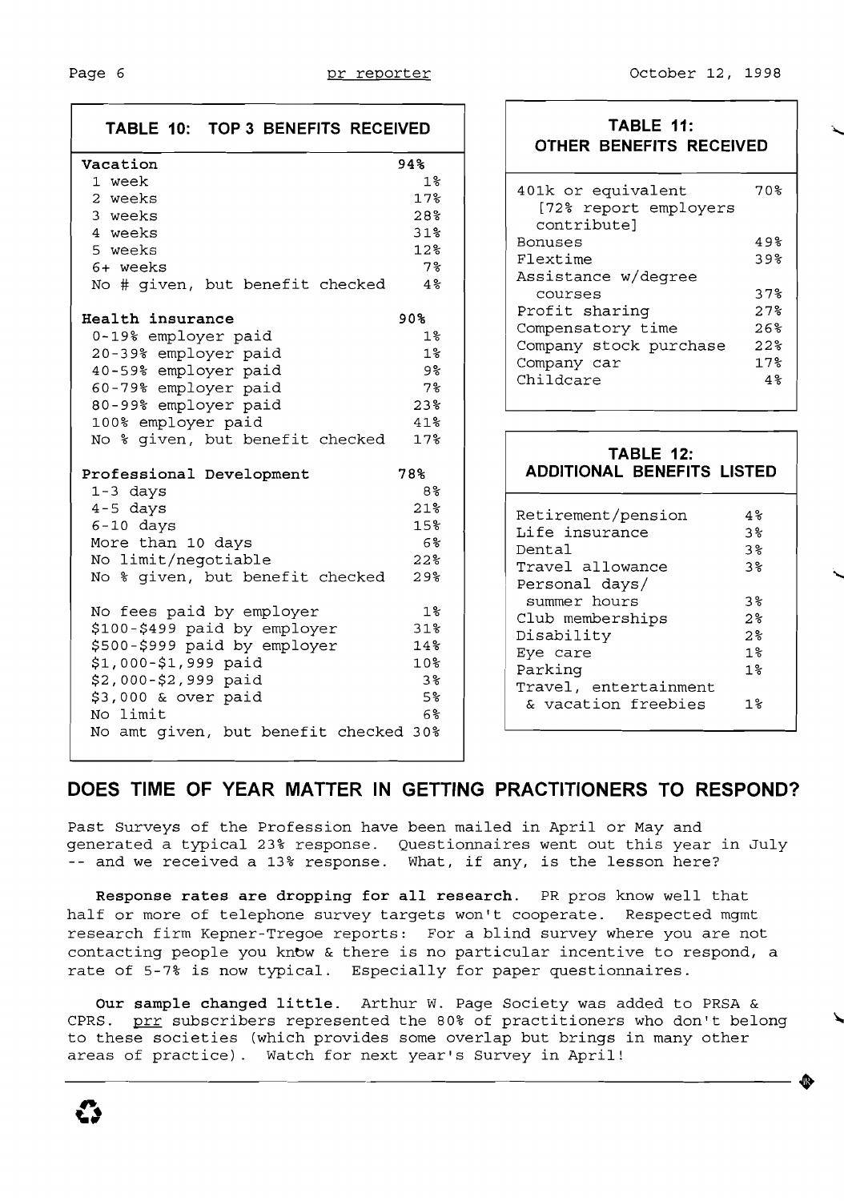### TABLE 10: TOP 3 BENEFITS RECEIVED

| | |
|---|---|
| **Vacation** | **94%** |
| 1 week | 1% |
| 2 weeks | 17% |
| 3 weeks | 28% |
| 4 weeks | 31% |
| 5 weeks | 12% |
| 6+ weeks | 7% |
| No # given, but benefit checked | 4% |
| **Health insurance** | **90%** |
| 0-19% employer paid | 1% |
| 20-39% employer paid | 1% |
| 40-59% employer paid | 9% |
| 60-79% employer paid | 7% |
| 80-99% employer paid | 23% |
| 100% employer paid | 41% |
| No % given, but benefit checked | 17% |
| **Professional Development** | **78%** |
| 1-3 days | 8% |
| 4-5 days | 21% |
| 6-10 days | 15% |
| More than 10 days | 6% |
| No limit/negotiable | 22% |
| No % given, but benefit checked | 29% |
| No fees paid by employer | 1% |
| $100-$499 paid by employer | 31% |
| $500-$999 paid by employer | 14% |
| $1,000-$1,999 paid | 10% |
| $2,000-$2,999 paid | 3% |
| $3,000 & over paid | 5% |
| No limit | 6% |
| No amt given, but benefit checked | 30% |

### TABLE 11: OTHER BENEFITS RECEIVED

| | |
|---|---|
| 401k or equivalent [72% report employers contribute] | 70% |
| Bonuses | 49% |
| Flextime | 39% |
| Assistance w/degree courses | 37% |
| Profit sharing | 27% |
| Compensatory time | 26% |
| Company stock purchase | 22% |
| Company car | 17% |
| Childcare | 4% |

### TABLE 12: ADDITIONAL BENEFITS LISTED

| | |
|---|---|
| Retirement/pension | 4% |
| Life insurance | 3% |
| Dental | 3% |
| Travel allowance | 3% |
| Personal days/ summer hours | 3% |
| Club memberships | 2% |
| Disability | 2% |
| Eye care | 1% |
| Parking | 1% |
| Travel, entertainment & vacation freebies | 1% |

## DOES TIME OF YEAR MATTER IN GETTING PRACTITIONERS TO RESPOND?

Past Surveys of the Profession have been mailed in April or May and generated a typical 23% response. Questionnaires went out this year in July -- and we received a 13% response. What, if any, is the lesson here?

**Response rates are dropping for all research.** PR pros know well that half or more of telephone survey targets won't cooperate. Respected mgmt research firm Kepner-Tregoe reports: For a blind survey where you are not contacting people you know & there is no particular incentive to respond, a rate of 5-7% is now typical. Especially for paper questionnaires.

**Our sample changed little.** Arthur W. Page Society was added to PRSA & CPRS. prr subscribers represented the 80% of practitioners who don't belong to these societies (which provides some overlap but brings in many other areas of practice). Watch for next year's Survey in April!